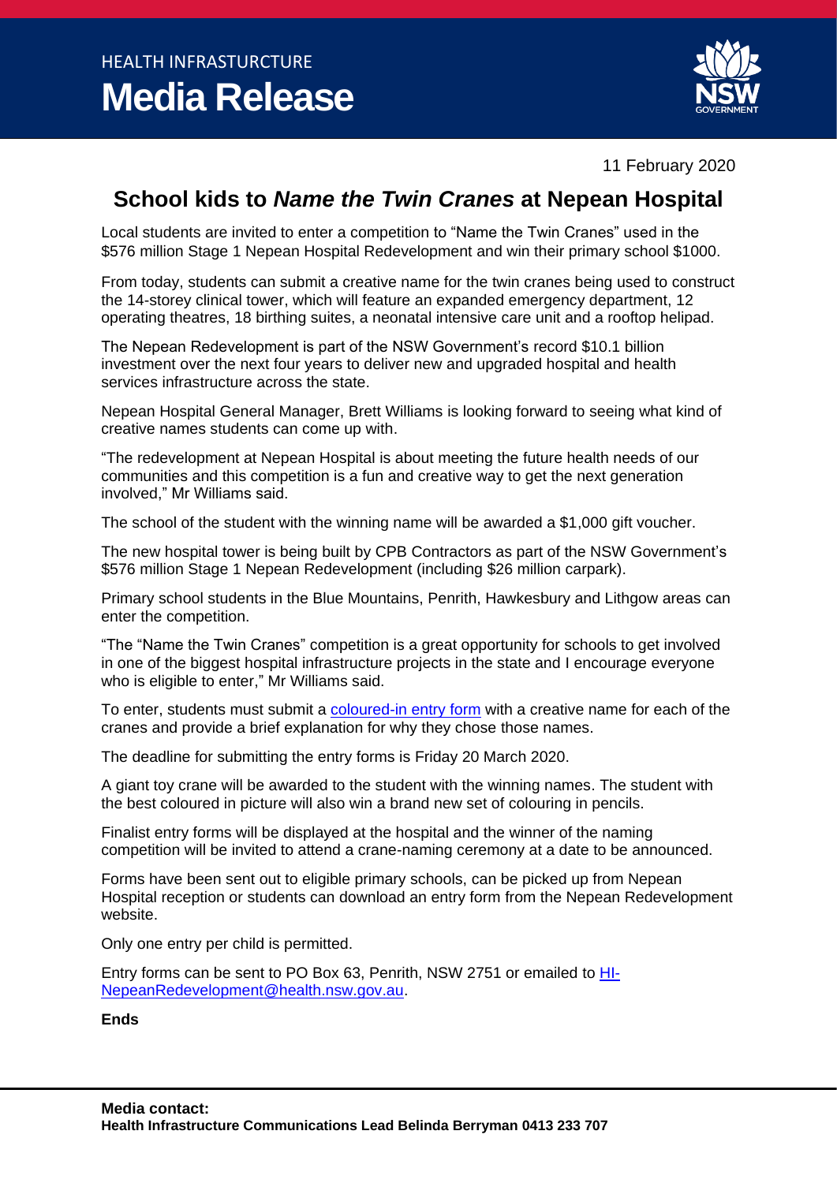HEALTH INFRASTURCTURE

# Media Release

11 February 2020

## School kids to *Name the Twin Cranes* at Nepean Hospital

Local students are invited to enter a competition to “Name the Twin Cranes” used in the $576 million Stage 1 Nepean Hospital Redevelopment and win their primary school $1000.

From today, students can submit a creative name for the twin cranes being used to construct the 14-storey clinical tower, which will feature an expanded emergency department, 12 operating theatres, 18 birthing suites, a neonatal intensive care unit and a rooftop helipad.

The Nepean Redevelopment is part of the NSW Government’s record $10.1 billion investment over the next four years to deliver new and upgraded hospital and health services infrastructure across the state.

Nepean Hospital General Manager, Brett Williams is looking forward to seeing what kind of creative names students can come up with.

“The redevelopment at Nepean Hospital is about meeting the future health needs of our communities and this competition is a fun and creative way to get the next generation involved,” Mr Williams said.

The school of the student with the winning name will be awarded a $1,000 gift voucher.

The new hospital tower is being built by CPB Contractors as part of the NSW Government’s $576 million Stage 1 Nepean Redevelopment (including $26 million carpark).

Primary school students in the Blue Mountains, Penrith, Hawkesbury and Lithgow areas can enter the competition.

“The “Name the Twin Cranes” competition is a great opportunity for schools to get involved in one of the biggest hospital infrastructure projects in the state and I encourage everyone who is eligible to enter,” Mr Williams said.

To enter, students must submit a coloured-in entry form with a creative name for each of the cranes and provide a brief explanation for why they chose those names.

The deadline for submitting the entry forms is Friday 20 March 2020.

A giant toy crane will be awarded to the student with the winning names. The student with the best coloured in picture will also win a brand new set of colouring in pencils.

Finalist entry forms will be displayed at the hospital and the winner of the naming competition will be invited to attend a crane-naming ceremony at a date to be announced.

Forms have been sent out to eligible primary schools, can be picked up from Nepean Hospital reception or students can download an entry form from the Nepean Redevelopment website.

Only one entry per child is permitted.

Entry forms can be sent to PO Box 63, Penrith, NSW 2751 or emailed to HI-NepeanRedevelopment@health.nsw.gov.au.

**Ends**

**Media contact:**
**Health Infrastructure Communications Lead Belinda Berryman 0413 233 707**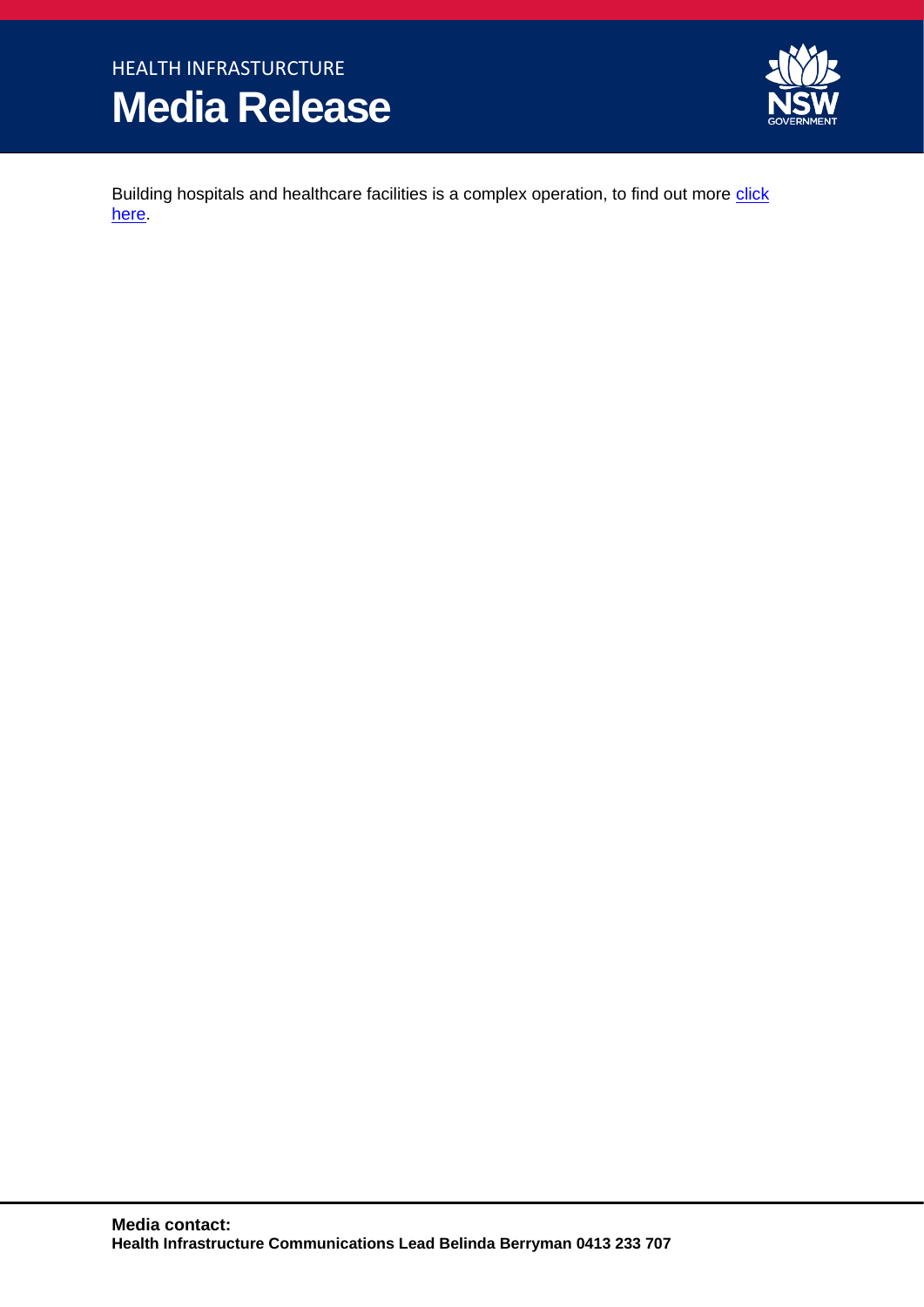Building hospitals and healthcare facilities is a complex operation, to find out more [click here](#).

**Media contact:**
**Health Infrastructure Communications Lead Belinda Berryman 0413 233 707**